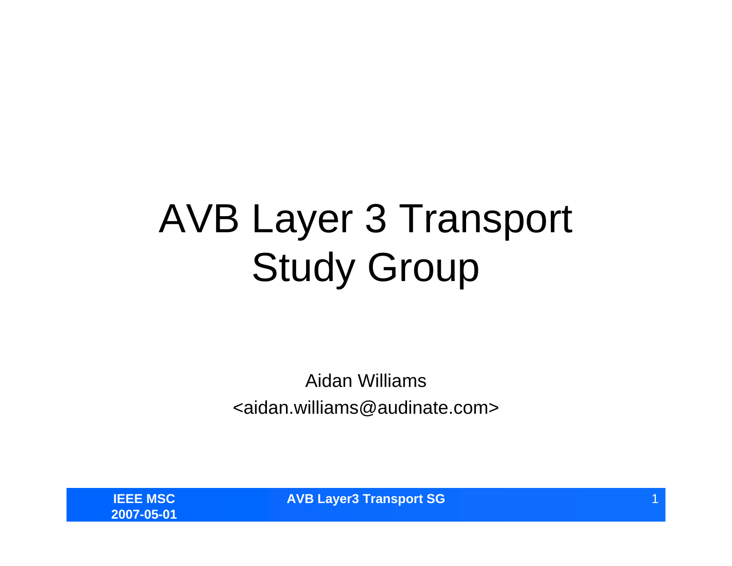# AVB Layer 3 Transport Study Group

Aidan Williams

<aidan.williams@audinate.com>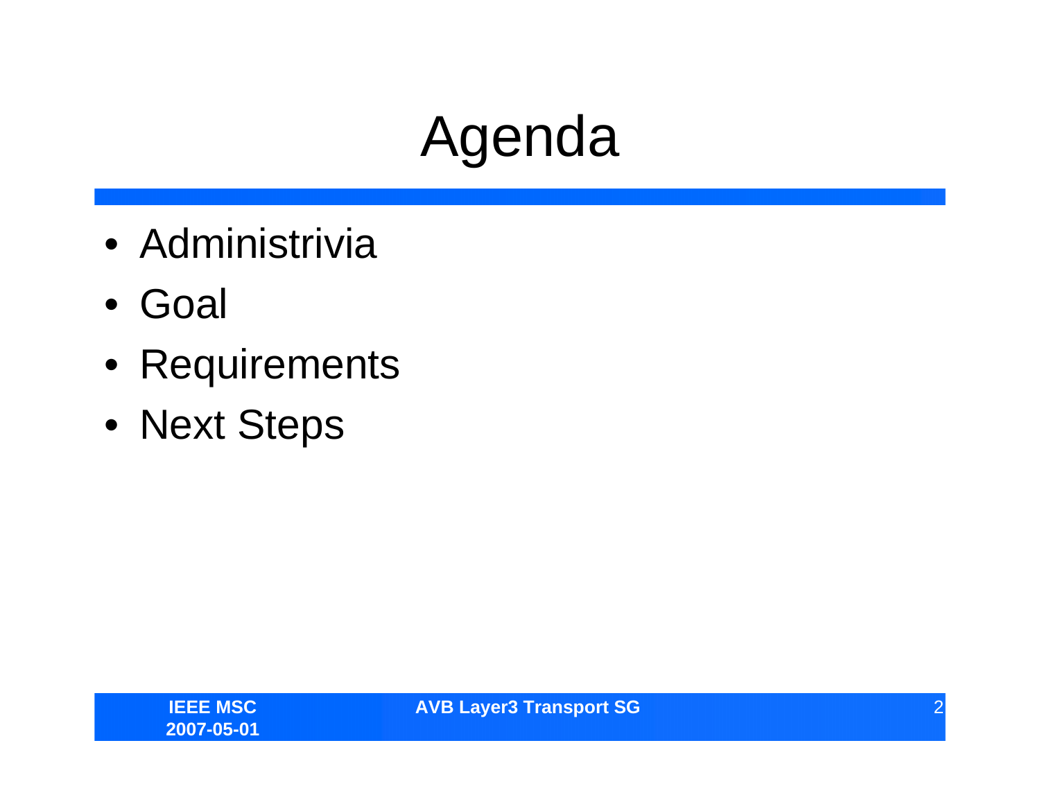# Agenda

- Administrivia
- Goal
- Requirements
- Next Steps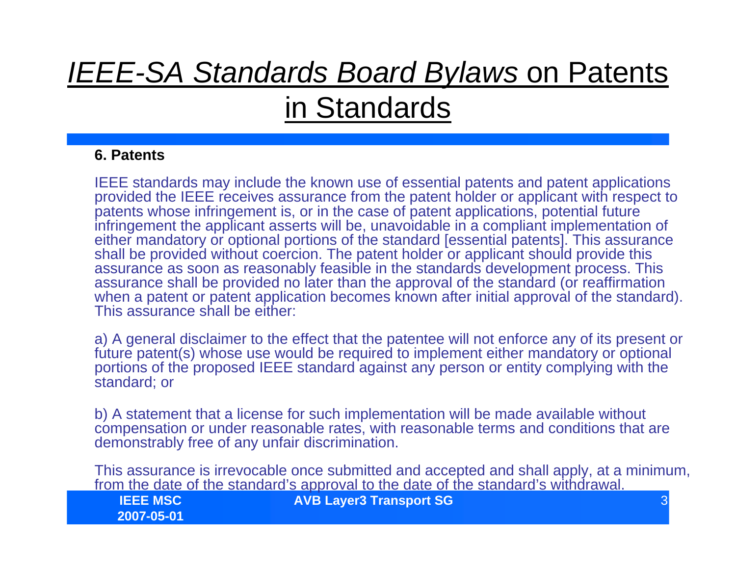# *IEEE-SA Standards Board Bylaws* on Patents in Standards

**6. Patents**

IEEE standards may include the known use of essential patents and patent applications provided the IEEE receives assurance from the patent holder or applicant with respect to patents whose infringement is, or in the case of patent applications, potential future infringement the applicant asserts will be, unavoidable in a compliant implementation of either mandatory or optional portions of the standard [essential patents]. This assurance shall be provided without coercion. The patent holder or applicant should provide this assurance as soon as reasonably feasible in the standards development process. This assurance shall be provided no later than the approval of the standard (or reaffirmation when a patent or patent application becomes known after initial approval of the standard). This assurance shall be either:

a) A general disclaimer to the effect that the patentee will not enforce any of its present or future patent(s) whose use would be required to implement either mandatory or optional portions of the proposed IEEE standard against any person or entity complying with the standard; or

b) A statement that a license for such implementation will be made available without compensation or under reasonable rates, with reasonable terms and conditions that are demonstrably free of any unfair discrimination.

This assurance is irrevocable once submitted and accepted and shall apply, at a minimum, from the date of the standard's approval to the date of the standard's withdrawal.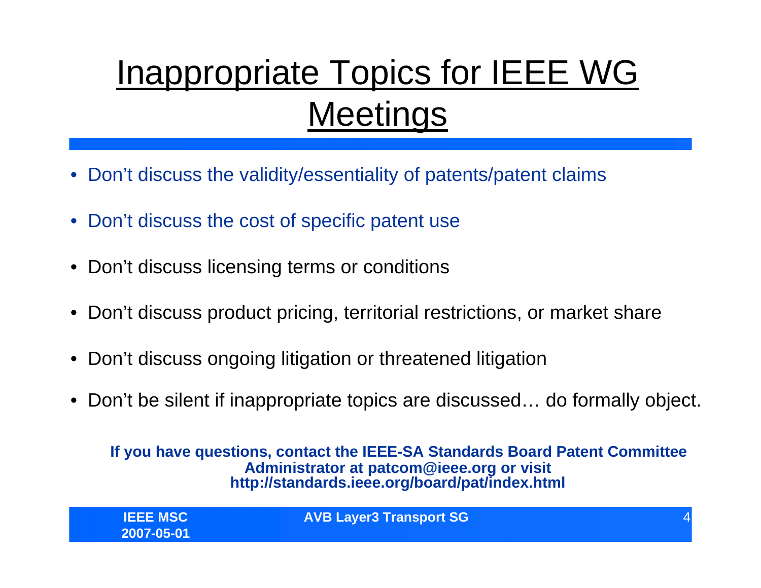# Inappropriate Topics for IEEE WG Meetings

- Don't discuss the validity/essentiality of patents/patent claims
- Don't discuss the cost of specific patent use
- Don't discuss licensing terms or conditions
- Don't discuss product pricing, territorial restrictions, or market share
- Don't discuss ongoing litigation or threatened litigation
- Don't be silent if inappropriate topics are discussed… do formally object.

**If you have questions, contact the IEEE-SA Standards Board Patent Committee Administrator at patcom@ieee.org or visit http://standards.ieee.org/board/pat/index.html**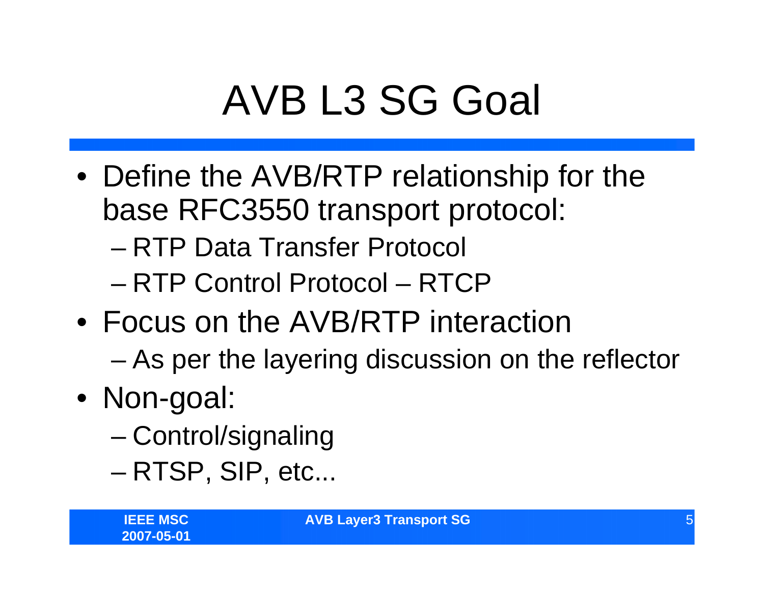# AVB L3 SG Goal

- Define the AVB/RTP relationship for the base RFC3550 transport protocol:
  - RTP Data Transfer Protocol
  - RTP Control Protocol – RTCP
- Focus on the AVB/RTP interaction
  - As per the layering discussion on the reflector
- Non-goal:
  - Control/signaling
  - RTSP, SIP, etc...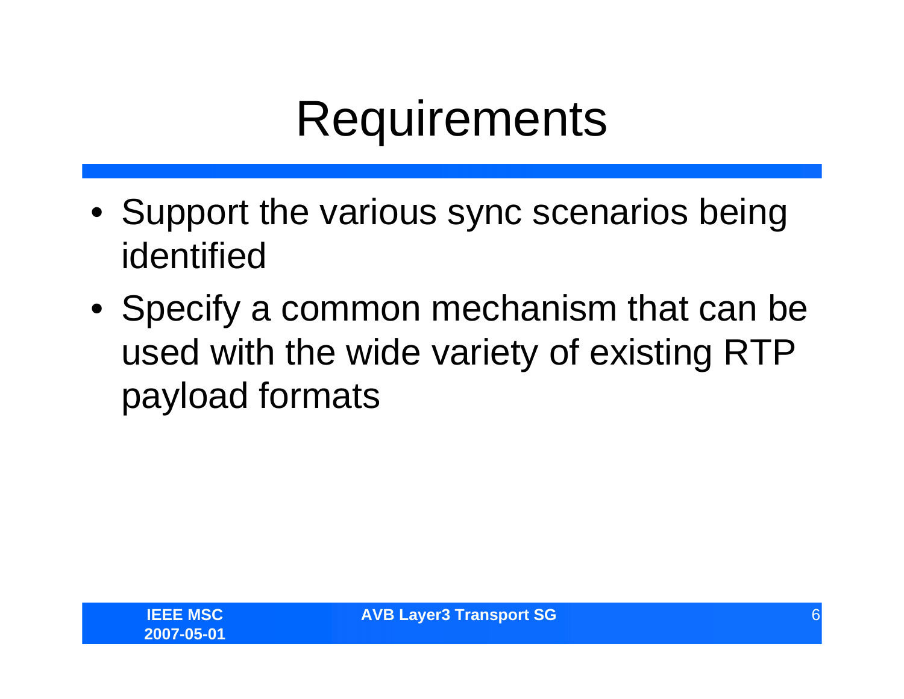# Requirements

- Support the various sync scenarios being identified
- Specify a common mechanism that can be used with the wide variety of existing RTP payload formats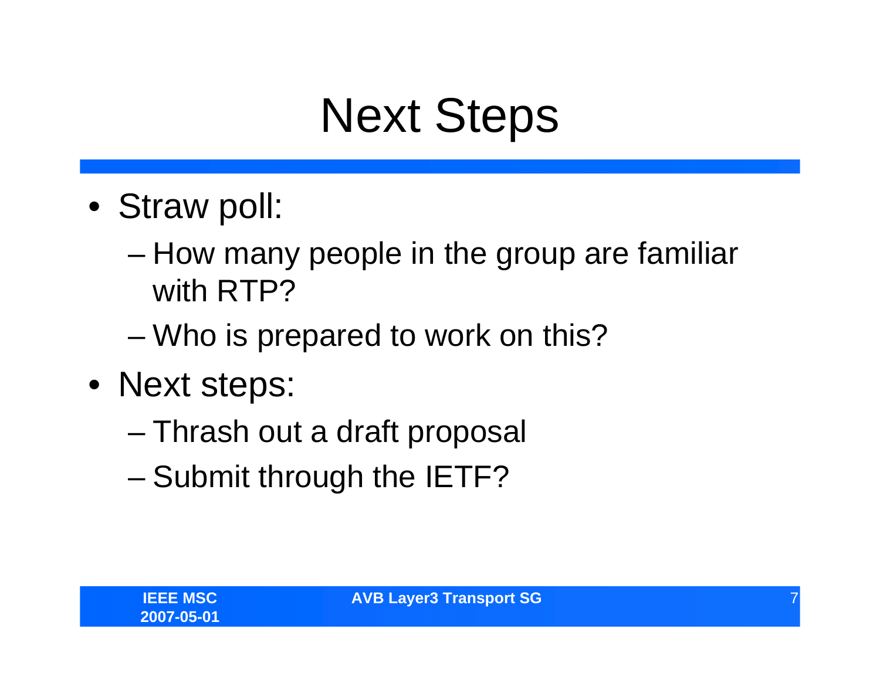# Next Steps

- Straw poll:
  - How many people in the group are familiar with RTP?
  - Who is prepared to work on this?
- Next steps:
  - Thrash out a draft proposal
  - Submit through the IETF?